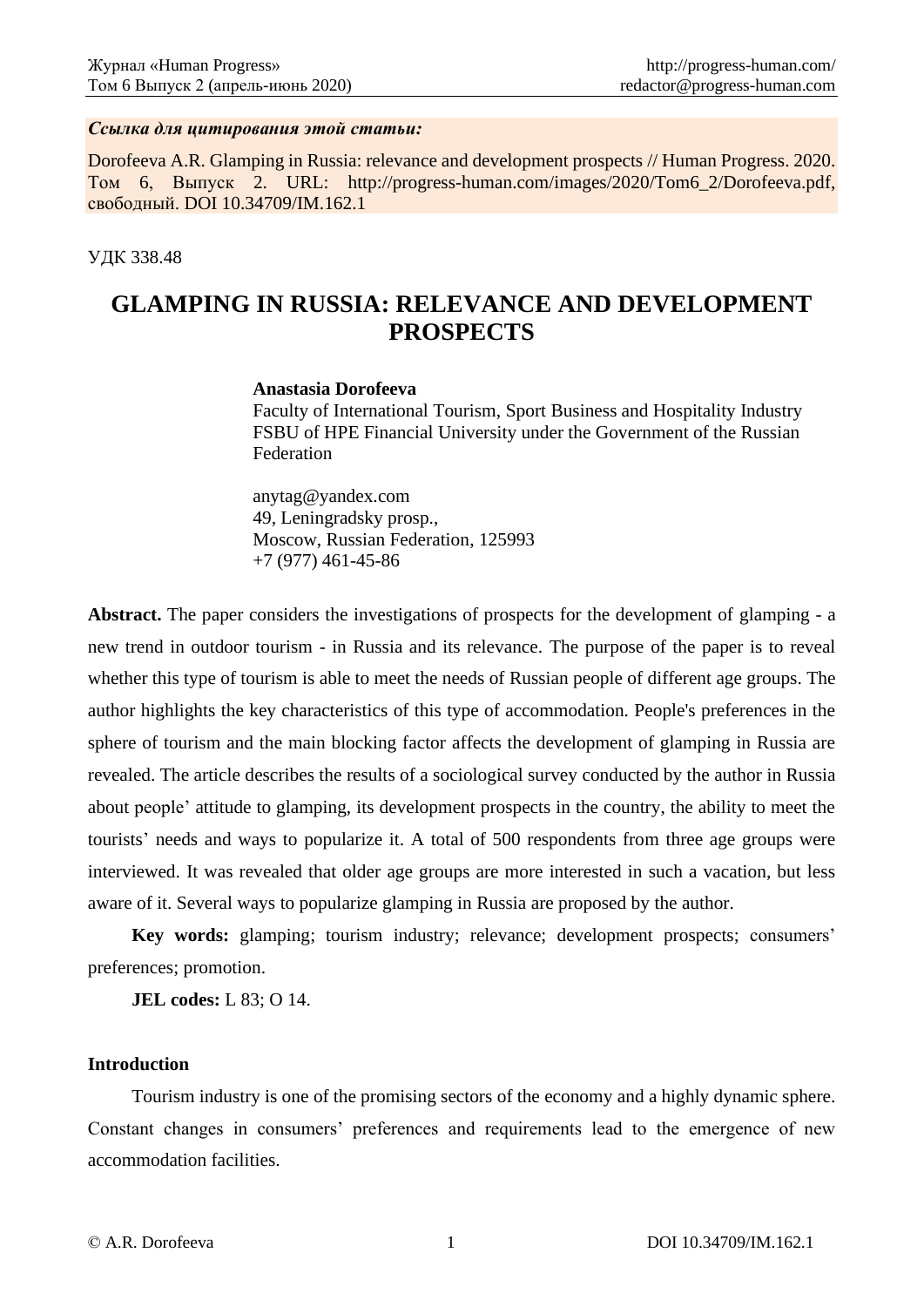***Ссылка для цитирования этой статьи:***

Dorofeeva A.R. Glamping in Russia: relevance and development prospects // Human Progress. 2020. Том 6, Выпуск 2. URL: http://progress-human.com/images/2020/Tom6_2/Dorofeeva.pdf, свободный. DOI 10.34709/IM.162.1

УДК 338.48

# GLAMPING IN RUSSIA: RELEVANCE AND DEVELOPMENT PROSPECTS

**Anastasia Dorofeeva**
Faculty of International Tourism, Sport Business and Hospitality Industry
FSBU of HPE Financial University under the Government of the Russian Federation

anytag@yandex.com
49, Leningradsky prosp.,
Moscow, Russian Federation, 125993
+7 (977) 461-45-86

**Abstract.** The paper considers the investigations of prospects for the development of glamping - a new trend in outdoor tourism - in Russia and its relevance. The purpose of the paper is to reveal whether this type of tourism is able to meet the needs of Russian people of different age groups. The author highlights the key characteristics of this type of accommodation. People's preferences in the sphere of tourism and the main blocking factor affects the development of glamping in Russia are revealed. The article describes the results of a sociological survey conducted by the author in Russia about people' attitude to glamping, its development prospects in the country, the ability to meet the tourists' needs and ways to popularize it. A total of 500 respondents from three age groups were interviewed. It was revealed that older age groups are more interested in such a vacation, but less aware of it. Several ways to popularize glamping in Russia are proposed by the author.

**Key words:** glamping; tourism industry; relevance; development prospects; consumers' preferences; promotion.

**JEL codes:** L 83; O 14.

## Introduction

Tourism industry is one of the promising sectors of the economy and a highly dynamic sphere. Constant changes in consumers' preferences and requirements lead to the emergence of new accommodation facilities.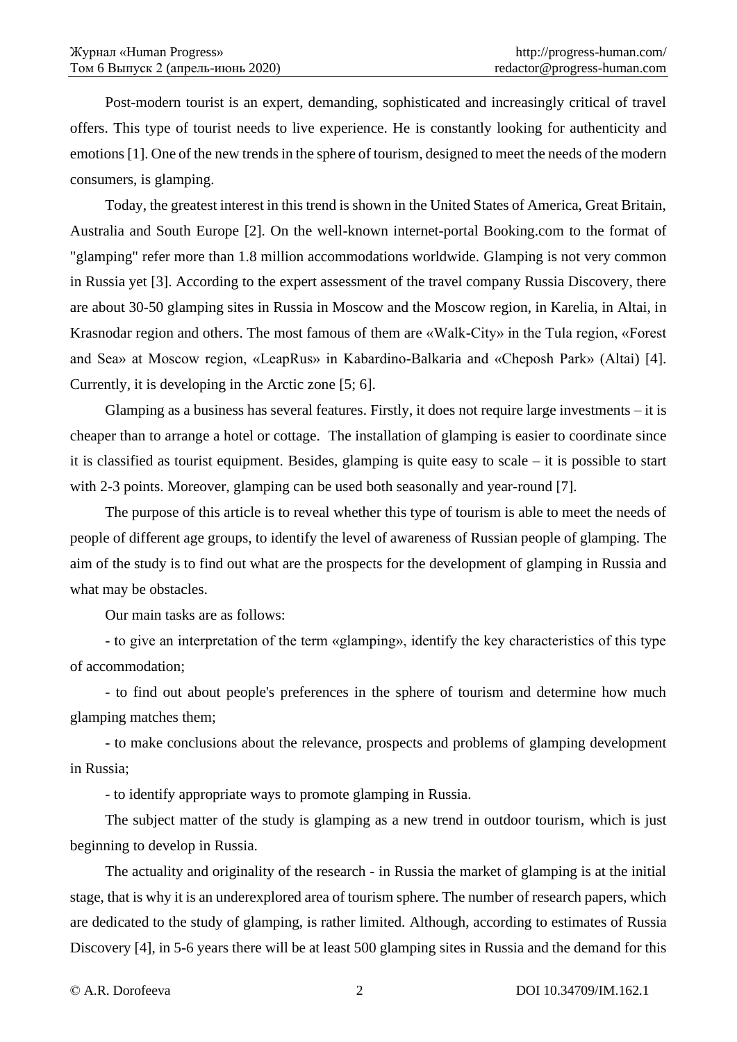Post-modern tourist is an expert, demanding, sophisticated and increasingly critical of travel offers. This type of tourist needs to live experience. He is constantly looking for authenticity and emotions [1]. One of the new trends in the sphere of tourism, designed to meet the needs of the modern consumers, is glamping.

Today, the greatest interest in this trend is shown in the United States of America, Great Britain, Australia and South Europe [2]. On the well-known internet-portal Booking.com to the format of "glamping" refer more than 1.8 million accommodations worldwide. Glamping is not very common in Russia yet [3]. According to the expert assessment of the travel company Russia Discovery, there are about 30-50 glamping sites in Russia in Moscow and the Moscow region, in Karelia, in Altai, in Krasnodar region and others. The most famous of them are «Walk-City» in the Tula region, «Forest and Sea» at Moscow region, «LeapRus» in Kabardino-Balkaria and «Cheposh Park» (Altai) [4]. Currently, it is developing in the Arctic zone [5; 6].

Glamping as a business has several features. Firstly, it does not require large investments – it is cheaper than to arrange a hotel or cottage. The installation of glamping is easier to coordinate since it is classified as tourist equipment. Besides, glamping is quite easy to scale – it is possible to start with 2-3 points. Moreover, glamping can be used both seasonally and year-round [7].

The purpose of this article is to reveal whether this type of tourism is able to meet the needs of people of different age groups, to identify the level of awareness of Russian people of glamping. The aim of the study is to find out what are the prospects for the development of glamping in Russia and what may be obstacles.

Our main tasks are as follows:

- to give an interpretation of the term «glamping», identify the key characteristics of this type of accommodation;
- to find out about people's preferences in the sphere of tourism and determine how much glamping matches them;
- to make conclusions about the relevance, prospects and problems of glamping development in Russia;
- to identify appropriate ways to promote glamping in Russia.

The subject matter of the study is glamping as a new trend in outdoor tourism, which is just beginning to develop in Russia.

The actuality and originality of the research - in Russia the market of glamping is at the initial stage, that is why it is an underexplored area of tourism sphere. The number of research papers, which are dedicated to the study of glamping, is rather limited. Although, according to estimates of Russia Discovery [4], in 5-6 years there will be at least 500 glamping sites in Russia and the demand for this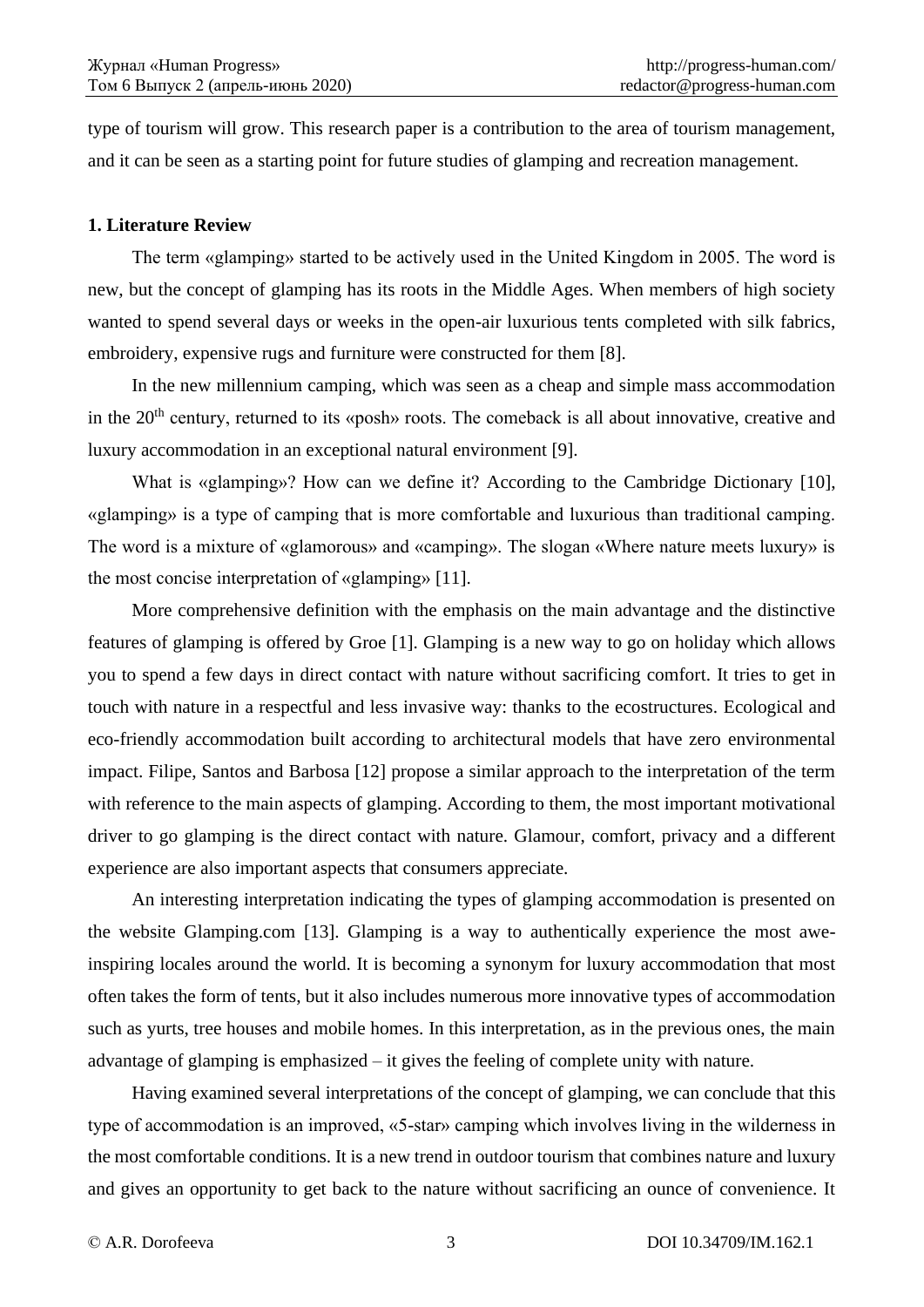type of tourism will grow. This research paper is a contribution to the area of tourism management, and it can be seen as a starting point for future studies of glamping and recreation management.

## 1. Literature Review

The term «glamping» started to be actively used in the United Kingdom in 2005. The word is new, but the concept of glamping has its roots in the Middle Ages. When members of high society wanted to spend several days or weeks in the open-air luxurious tents completed with silk fabrics, embroidery, expensive rugs and furniture were constructed for them [8].

In the new millennium camping, which was seen as a cheap and simple mass accommodation in the 20th century, returned to its «posh» roots. The comeback is all about innovative, creative and luxury accommodation in an exceptional natural environment [9].

What is «glamping»? How can we define it? According to the Cambridge Dictionary [10], «glamping» is a type of camping that is more comfortable and luxurious than traditional camping. The word is a mixture of «glamorous» and «camping». The slogan «Where nature meets luxury» is the most concise interpretation of «glamping» [11].

More comprehensive definition with the emphasis on the main advantage and the distinctive features of glamping is offered by Groe [1]. Glamping is a new way to go on holiday which allows you to spend a few days in direct contact with nature without sacrificing comfort. It tries to get in touch with nature in a respectful and less invasive way: thanks to the ecostructures. Ecological and eco-friendly accommodation built according to architectural models that have zero environmental impact. Filipe, Santos and Barbosa [12] propose a similar approach to the interpretation of the term with reference to the main aspects of glamping. According to them, the most important motivational driver to go glamping is the direct contact with nature. Glamour, comfort, privacy and a different experience are also important aspects that consumers appreciate.

An interesting interpretation indicating the types of glamping accommodation is presented on the website Glamping.com [13]. Glamping is a way to authentically experience the most awe-inspiring locales around the world. It is becoming a synonym for luxury accommodation that most often takes the form of tents, but it also includes numerous more innovative types of accommodation such as yurts, tree houses and mobile homes. In this interpretation, as in the previous ones, the main advantage of glamping is emphasized – it gives the feeling of complete unity with nature.

Having examined several interpretations of the concept of glamping, we can conclude that this type of accommodation is an improved, «5-star» camping which involves living in the wilderness in the most comfortable conditions. It is a new trend in outdoor tourism that combines nature and luxury and gives an opportunity to get back to the nature without sacrificing an ounce of convenience. It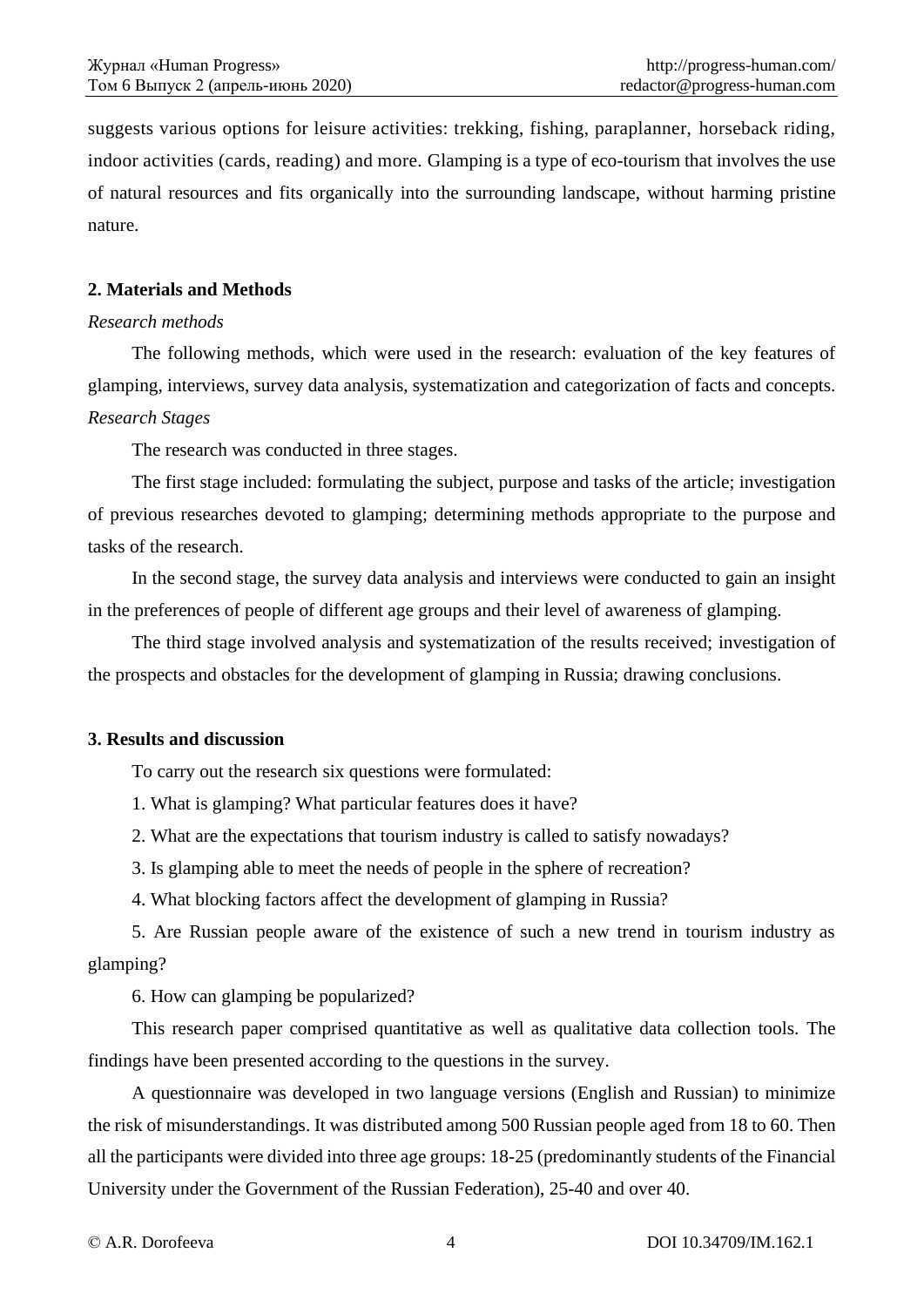suggests various options for leisure activities: trekking, fishing, paraplanner, horseback riding, indoor activities (cards, reading) and more. Glamping is a type of eco-tourism that involves the use of natural resources and fits organically into the surrounding landscape, without harming pristine nature.

## 2. Materials and Methods

*Research methods*

The following methods, which were used in the research: evaluation of the key features of glamping, interviews, survey data analysis, systematization and categorization of facts and concepts.

*Research Stages*

The research was conducted in three stages.

The first stage included: formulating the subject, purpose and tasks of the article; investigation of previous researches devoted to glamping; determining methods appropriate to the purpose and tasks of the research.

In the second stage, the survey data analysis and interviews were conducted to gain an insight in the preferences of people of different age groups and their level of awareness of glamping.

The third stage involved analysis and systematization of the results received; investigation of the prospects and obstacles for the development of glamping in Russia; drawing conclusions.

## 3. Results and discussion

To carry out the research six questions were formulated:

1. What is glamping? What particular features does it have?

2. What are the expectations that tourism industry is called to satisfy nowadays?

3. Is glamping able to meet the needs of people in the sphere of recreation?

4. What blocking factors affect the development of glamping in Russia?

5. Are Russian people aware of the existence of such a new trend in tourism industry as glamping?

6. How can glamping be popularized?

This research paper comprised quantitative as well as qualitative data collection tools. The findings have been presented according to the questions in the survey.

A questionnaire was developed in two language versions (English and Russian) to minimize the risk of misunderstandings. It was distributed among 500 Russian people aged from 18 to 60. Then all the participants were divided into three age groups: 18-25 (predominantly students of the Financial University under the Government of the Russian Federation), 25-40 and over 40.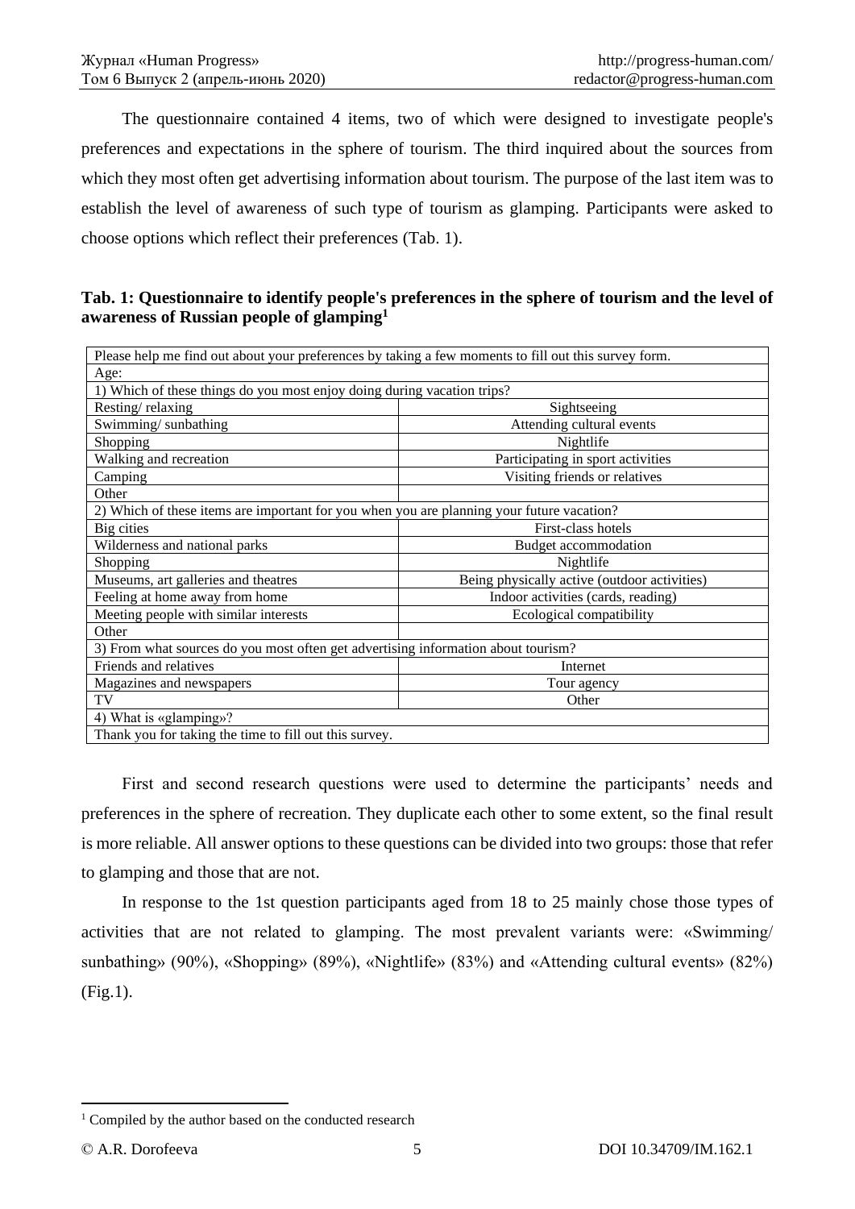The questionnaire contained 4 items, two of which were designed to investigate people's preferences and expectations in the sphere of tourism. The third inquired about the sources from which they most often get advertising information about tourism. The purpose of the last item was to establish the level of awareness of such type of tourism as glamping. Participants were asked to choose options which reflect their preferences (Tab. 1).

**Tab. 1: Questionnaire to identify people's preferences in the sphere of tourism and the level of awareness of Russian people of glamping[1]**

| Please help me find out about your preferences by taking a few moments to fill out this survey form. | |
|---|---|
| Age: | |
| 1) Which of these things do you most enjoy doing during vacation trips? | |
| Resting/ relaxing | Sightseeing |
| Swimming/ sunbathing | Attending cultural events |
| Shopping | Nightlife |
| Walking and recreation | Participating in sport activities |
| Camping | Visiting friends or relatives |
| Other | |
| 2) Which of these items are important for you when you are planning your future vacation? | |
| Big cities | First-class hotels |
| Wilderness and national parks | Budget accommodation |
| Shopping | Nightlife |
| Museums, art galleries and theatres | Being physically active (outdoor activities) |
| Feeling at home away from home | Indoor activities (cards, reading) |
| Meeting people with similar interests | Ecological compatibility |
| Other | |
| 3) From what sources do you most often get advertising information about tourism? | |
| Friends and relatives | Internet |
| Magazines and newspapers | Tour agency |
| TV | Other |
| 4) What is «glamping»? | |
| Thank you for taking the time to fill out this survey. | |

First and second research questions were used to determine the participants' needs and preferences in the sphere of recreation. They duplicate each other to some extent, so the final result is more reliable. All answer options to these questions can be divided into two groups: those that refer to glamping and those that are not.

In response to the 1st question participants aged from 18 to 25 mainly chose those types of activities that are not related to glamping. The most prevalent variants were: «Swimming/ sunbathing» (90%), «Shopping» (89%), «Nightlife» (83%) and «Attending cultural events» (82%) (Fig.1).

[1] Compiled by the author based on the conducted research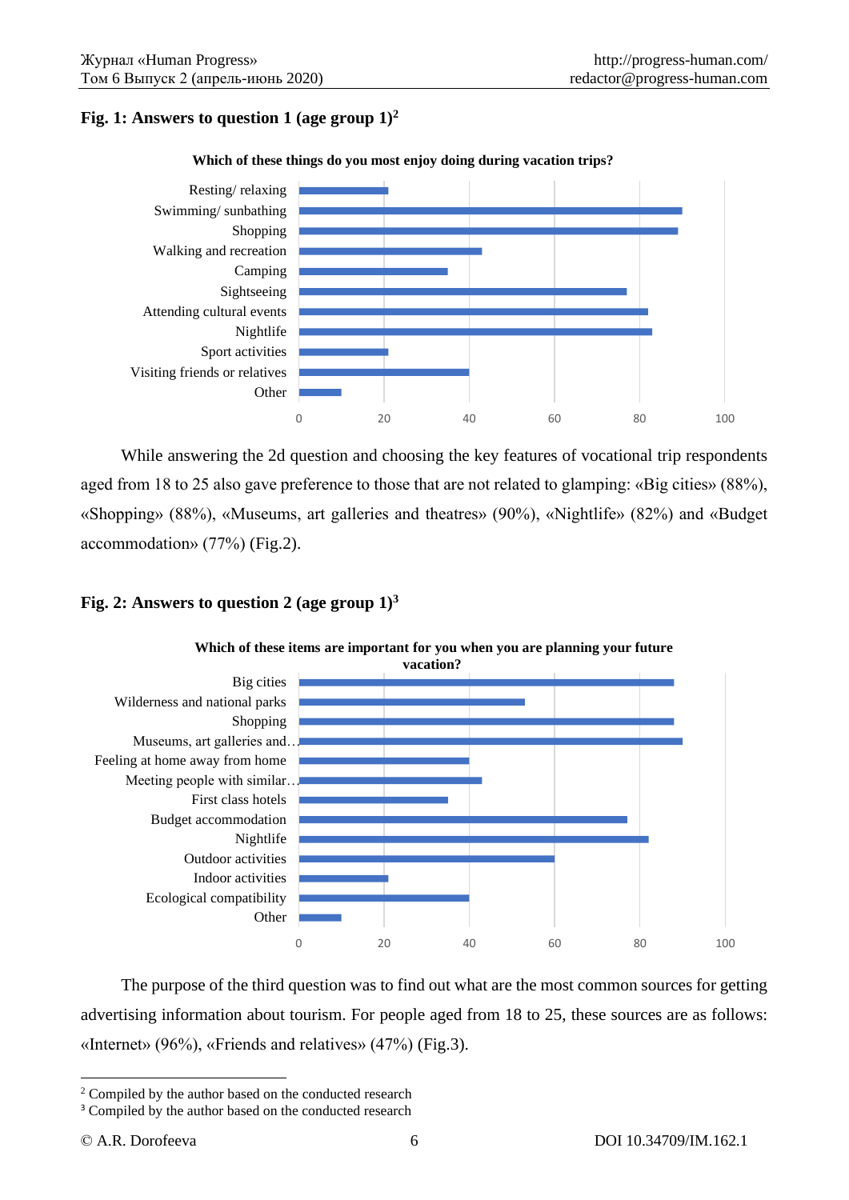**Fig. 1: Answers to question 1 (age group 1)**[2]

While answering the 2d question and choosing the key features of vocational trip respondents aged from 18 to 25 also gave preference to those that are not related to glamping: «Big cities» (88%), «Shopping» (88%), «Museums, art galleries and theatres» (90%), «Nightlife» (82%) and «Budget accommodation» (77%) (Fig.2).

**Fig. 2: Answers to question 2 (age group 1)**[3]

The purpose of the third question was to find out what are the most common sources for getting advertising information about tourism. For people aged from 18 to 25, these sources are as follows: «Internet» (96%), «Friends and relatives» (47%) (Fig.3).

---

[2] Compiled by the author based on the conducted research

[3] Compiled by the author based on the conducted research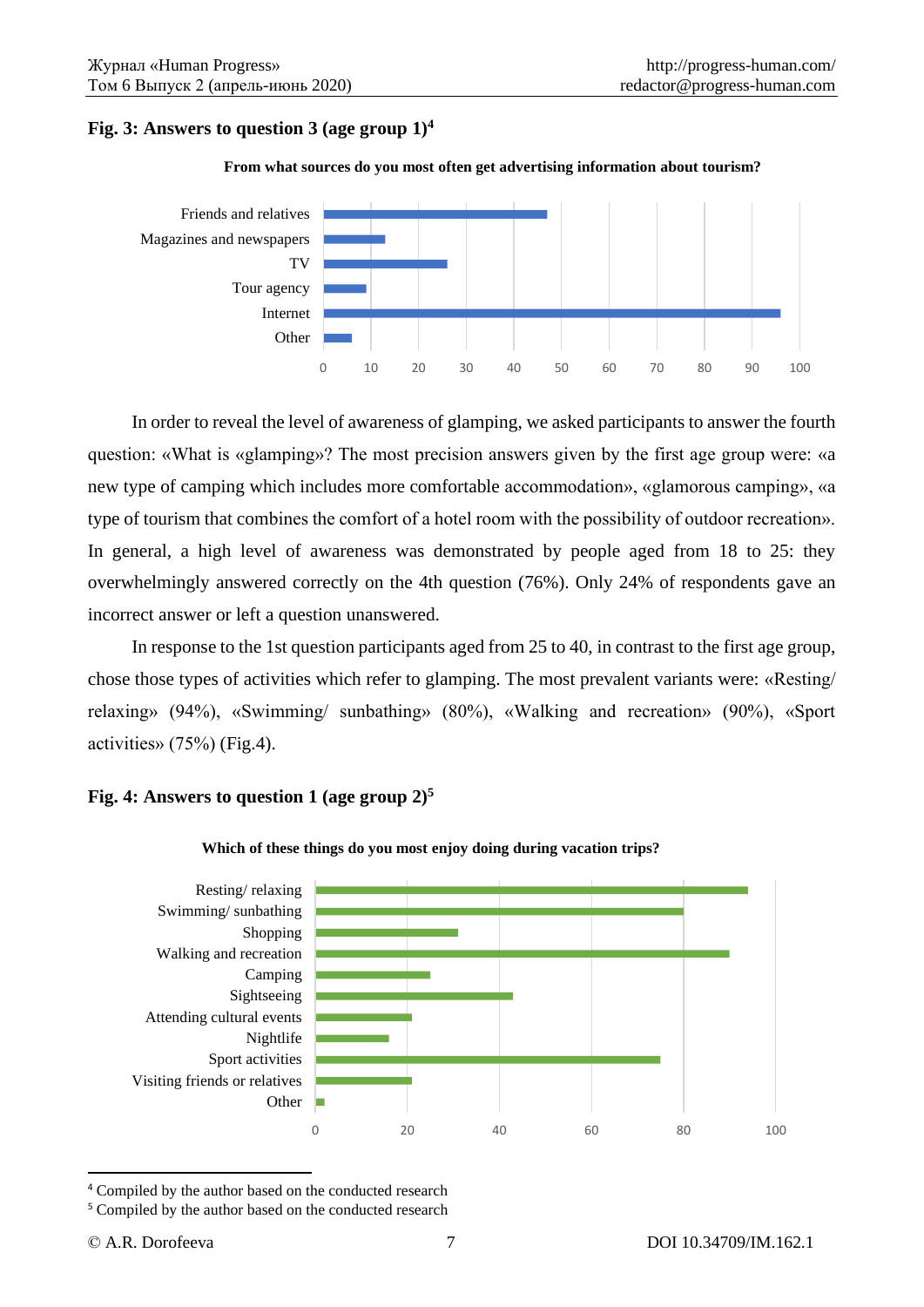**Fig. 3: Answers to question 3 (age group 1)[4]**

**From what sources do you most often get advertising information about tourism?**

| Source | Value (approx.) |
|---|---|
| Friends and relatives | 47 |
| Magazines and newspapers | 13 |
| TV | 26 |
| Tour agency | 9 |
| Internet | 96 |
| Other | 6 |

In order to reveal the level of awareness of glamping, we asked participants to answer the fourth question: «What is «glamping»? The most precision answers given by the first age group were: «a new type of camping which includes more comfortable accommodation», «glamorous camping», «a type of tourism that combines the comfort of a hotel room with the possibility of outdoor recreation». In general, a high level of awareness was demonstrated by people aged from 18 to 25: they overwhelmingly answered correctly on the 4th question (76%). Only 24% of respondents gave an incorrect answer or left a question unanswered.

In response to the 1st question participants aged from 25 to 40, in contrast to the first age group, chose those types of activities which refer to glamping. The most prevalent variants were: «Resting/ relaxing» (94%), «Swimming/ sunbathing» (80%), «Walking and recreation» (90%), «Sport activities» (75%) (Fig.4).

**Fig. 4: Answers to question 1 (age group 2)[5]**

**Which of these things do you most enjoy doing during vacation trips?**

| Activity | Value (approx.) |
|---|---|
| Resting/ relaxing | 94 |
| Swimming/ sunbathing | 80 |
| Shopping | 31 |
| Walking and recreation | 90 |
| Camping | 25 |
| Sightseeing | 43 |
| Attending cultural events | 21 |
| Nightlife | 16 |
| Sport activities | 75 |
| Visiting friends or relatives | 21 |
| Other | 2 |

[4] Compiled by the author based on the conducted research

[5] Compiled by the author based on the conducted research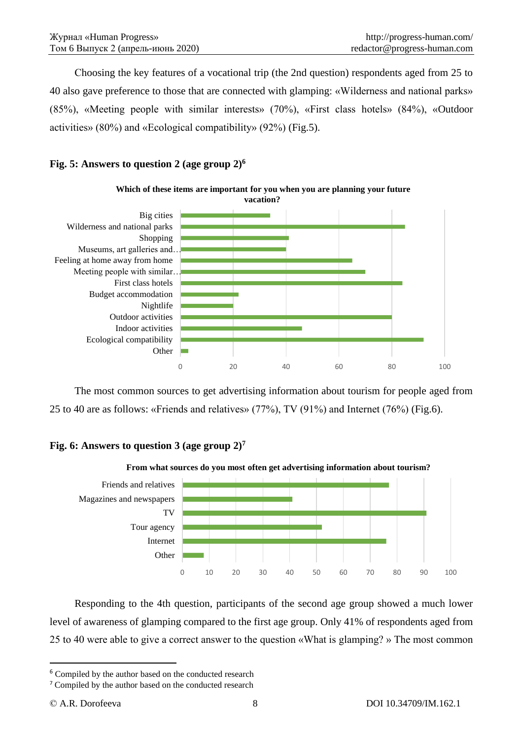Choosing the key features of a vocational trip (the 2nd question) respondents aged from 25 to 40 also gave preference to those that are connected with glamping: «Wilderness and national parks» (85%), «Meeting people with similar interests» (70%), «First class hotels» (84%), «Outdoor activities» (80%) and «Ecological compatibility» (92%) (Fig.5).

**Fig. 5: Answers to question 2 (age group 2)[6]**

**Which of these items are important for you when you are planning your future vacation?**

Big cities
Wilderness and national parks
Shopping
Museums, art galleries and…
Feeling at home away from home
Meeting people with similar…
First class hotels
Budget accommodation
Nightlife
Outdoor activities
Indoor activities
Ecological compatibility
Other

0 20 40 60 80 100

The most common sources to get advertising information about tourism for people aged from 25 to 40 are as follows: «Friends and relatives» (77%), TV (91%) and Internet (76%) (Fig.6).

**Fig. 6: Answers to question 3 (age group 2)[7]**

**From what sources do you most often get advertising information about tourism?**

Friends and relatives
Magazines and newspapers
TV
Tour agency
Internet
Other

0 10 20 30 40 50 60 70 80 90 100

Responding to the 4th question, participants of the second age group showed a much lower level of awareness of glamping compared to the first age group. Only 41% of respondents aged from 25 to 40 were able to give a correct answer to the question «What is glamping? » The most common

---

[6] Compiled by the author based on the conducted research

[7] Compiled by the author based on the conducted research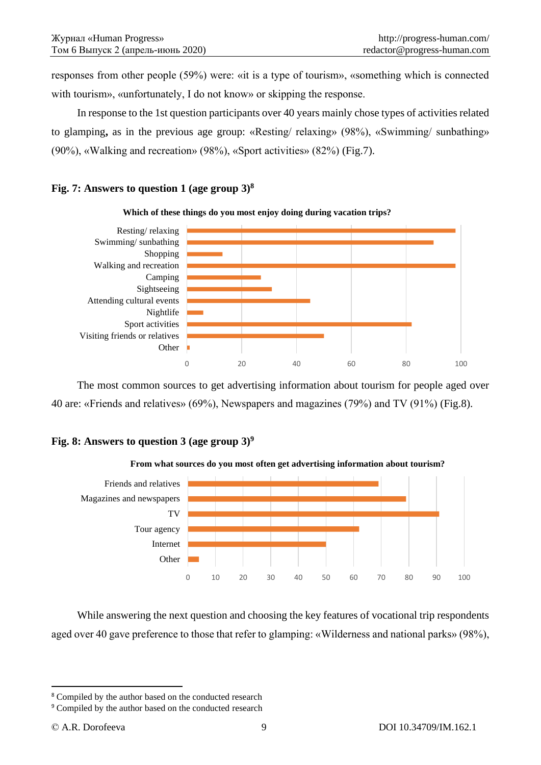responses from other people (59%) were: «it is a type of tourism», «something which is connected with tourism», «unfortunately, I do not know» or skipping the response.

In response to the 1st question participants over 40 years mainly chose types of activities related to glamping**,** as in the previous age group: «Resting/ relaxing» (98%), «Swimming/ sunbathing» (90%), «Walking and recreation» (98%), «Sport activities» (82%) (Fig.7).

**Fig. 7: Answers to question 1 (age group 3)[8]**

**Which of these things do you most enjoy doing during vacation trips?**

| Activity | Value |
|---|---|
| Resting/ relaxing | 98 |
| Swimming/ sunbathing | 90 |
| Shopping | 13 |
| Walking and recreation | 98 |
| Camping | 27 |
| Sightseeing | 31 |
| Attending cultural events | 45 |
| Nightlife | 6 |
| Sport activities | 82 |
| Visiting friends or relatives | 50 |
| Other | 1 |

The most common sources to get advertising information about tourism for people aged over 40 are: «Friends and relatives» (69%), Newspapers and magazines (79%) and TV (91%) (Fig.8).

**Fig. 8: Answers to question 3 (age group 3)[9]**

**From what sources do you most often get advertising information about tourism?**

| Source | Value |
|---|---|
| Friends and relatives | 69 |
| Magazines and newspapers | 79 |
| TV | 91 |
| Tour agency | 62 |
| Internet | 50 |
| Other | 4 |

While answering the next question and choosing the key features of vocational trip respondents aged over 40 gave preference to those that refer to glamping: «Wilderness and national parks» (98%),

[8] Compiled by the author based on the conducted research

[9] Compiled by the author based on the conducted research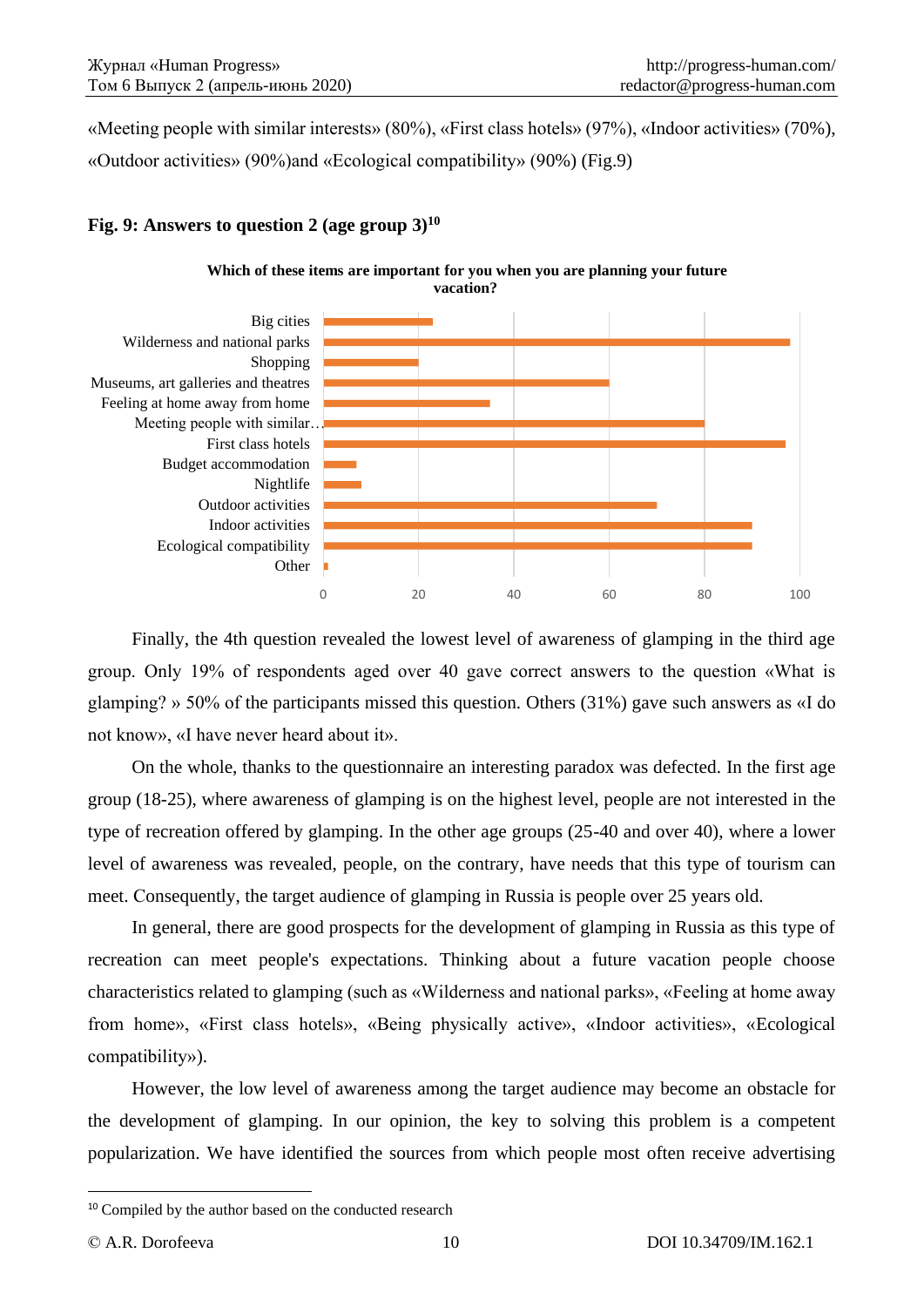«Meeting people with similar interests» (80%), «First class hotels» (97%), «Indoor activities» (70%), «Outdoor activities» (90%)and «Ecological compatibility» (90%) (Fig.9)

**Fig. 9: Answers to question 2 (age group 3)**[10]

**Which of these items are important for you when you are planning your future vacation?**

| Item | Value |
|---|---|
| Big cities | 23 |
| Wilderness and national parks | 98 |
| Shopping | 20 |
| Museums, art galleries and theatres | 60 |
| Feeling at home away from home | 35 |
| Meeting people with similar… | 80 |
| First class hotels | 97 |
| Budget accommodation | 7 |
| Nightlife | 8 |
| Outdoor activities | 70 |
| Indoor activities | 90 |
| Ecological compatibility | 90 |
| Other | 1 |

Finally, the 4th question revealed the lowest level of awareness of glamping in the third age group. Only 19% of respondents aged over 40 gave correct answers to the question «What is glamping? » 50% of the participants missed this question. Others (31%) gave such answers as «I do not know», «I have never heard about it».

On the whole, thanks to the questionnaire an interesting paradox was defected. In the first age group (18-25), where awareness of glamping is on the highest level, people are not interested in the type of recreation offered by glamping. In the other age groups (25-40 and over 40), where a lower level of awareness was revealed, people, on the contrary, have needs that this type of tourism can meet. Consequently, the target audience of glamping in Russia is people over 25 years old.

In general, there are good prospects for the development of glamping in Russia as this type of recreation can meet people's expectations. Thinking about a future vacation people choose characteristics related to glamping (such as «Wilderness and national parks», «Feeling at home away from home», «First class hotels», «Being physically active», «Indoor activities», «Ecological compatibility»).

However, the low level of awareness among the target audience may become an obstacle for the development of glamping. In our opinion, the key to solving this problem is a competent popularization. We have identified the sources from which people most often receive advertising

---

[10] Compiled by the author based on the conducted research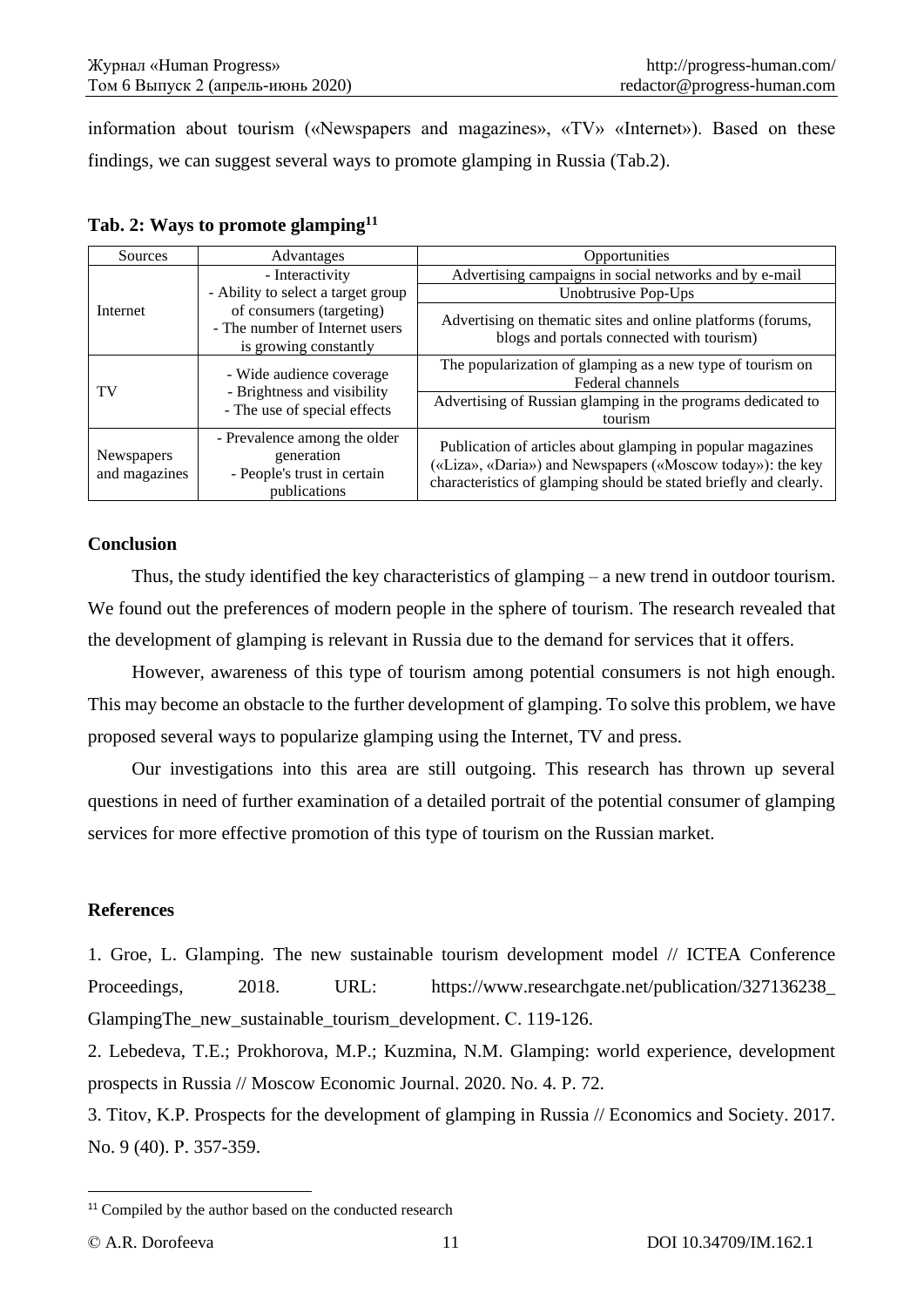information about tourism («Newspapers and magazines», «TV» «Internet»). Based on these findings, we can suggest several ways to promote glamping in Russia (Tab.2).

**Tab. 2: Ways to promote glamping[11]**

| Sources | Advantages | Opportunities |
|---|---|---|
| Internet | - Interactivity<br>- Ability to select a target group of consumers (targeting)<br>- The number of Internet users is growing constantly | Advertising campaigns in social networks and by e-mail |
| | | Unobtrusive Pop-Ups |
| | | Advertising on thematic sites and online platforms (forums, blogs and portals connected with tourism) |
| TV | - Wide audience coverage<br>- Brightness and visibility<br>- The use of special effects | The popularization of glamping as a new type of tourism on Federal channels |
| | | Advertising of Russian glamping in the programs dedicated to tourism |
| Newspapers and magazines | - Prevalence among the older generation<br>- People's trust in certain publications | Publication of articles about glamping in popular magazines («Liza», «Daria») and Newspapers («Moscow today»): the key characteristics of glamping should be stated briefly and clearly. |

## Conclusion

Thus, the study identified the key characteristics of glamping – a new trend in outdoor tourism. We found out the preferences of modern people in the sphere of tourism. The research revealed that the development of glamping is relevant in Russia due to the demand for services that it offers.

However, awareness of this type of tourism among potential consumers is not high enough. This may become an obstacle to the further development of glamping. To solve this problem, we have proposed several ways to popularize glamping using the Internet, TV and press.

Our investigations into this area are still outgoing. This research has thrown up several questions in need of further examination of a detailed portrait of the potential consumer of glamping services for more effective promotion of this type of tourism on the Russian market.

## References

1. Groe, L. Glamping. The new sustainable tourism development model // ICTEA Conference Proceedings, 2018. URL: https://www.researchgate.net/publication/327136238_GlampingThe_new_sustainable_tourism_development. C. 119-126.

2. Lebedeva, T.E.; Prokhorova, M.P.; Kuzmina, N.M. Glamping: world experience, development prospects in Russia // Moscow Economic Journal. 2020. No. 4. P. 72.

3. Titov, K.P. Prospects for the development of glamping in Russia // Economics and Society. 2017. No. 9 (40). P. 357-359.

---

[11] Compiled by the author based on the conducted research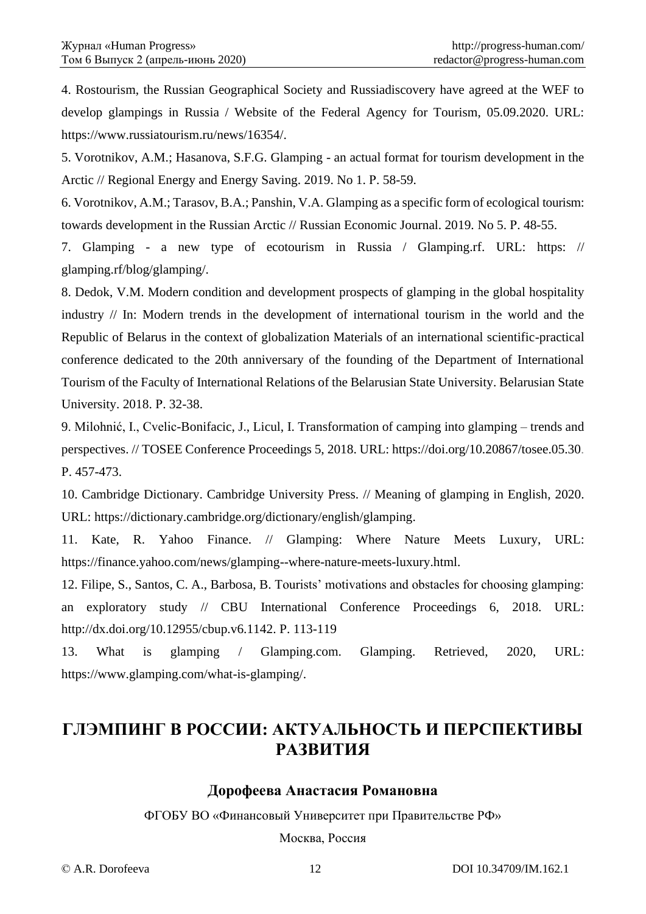4. Rostourism, the Russian Geographical Society and Russiadiscovery have agreed at the WEF to develop glampings in Russia / Website of the Federal Agency for Tourism, 05.09.2020. URL: https://www.russiatourism.ru/news/16354/.

5. Vorotnikov, A.M.; Hasanova, S.F.G. Glamping - an actual format for tourism development in the Arctic // Regional Energy and Energy Saving. 2019. No 1. P. 58-59.

6. Vorotnikov, A.M.; Tarasov, B.A.; Panshin, V.A. Glamping as a specific form of ecological tourism: towards development in the Russian Arctic // Russian Economic Journal. 2019. No 5. P. 48-55.

7. Glamping - a new type of ecotourism in Russia / Glamping.rf. URL: https: // glamping.rf/blog/glamping/.

8. Dedok, V.M. Modern condition and development prospects of glamping in the global hospitality industry // In: Modern trends in the development of international tourism in the world and the Republic of Belarus in the context of globalization Materials of an international scientific-practical conference dedicated to the 20th anniversary of the founding of the Department of International Tourism of the Faculty of International Relations of the Belarusian State University. Belarusian State University. 2018. P. 32-38.

9. Milohnić, I., Cvelic-Bonifacic, J., Licul, I. Transformation of camping into glamping – trends and perspectives. // TOSEE Conference Proceedings 5, 2018. URL: https://doi.org/10.20867/tosee.05.30. P. 457-473.

10. Cambridge Dictionary. Cambridge University Press. // Meaning of glamping in English, 2020. URL: https://dictionary.cambridge.org/dictionary/english/glamping.

11. Kate, R. Yahoo Finance. // Glamping: Where Nature Meets Luxury, URL: https://finance.yahoo.com/news/glamping--where-nature-meets-luxury.html.

12. Filipe, S., Santos, C. A., Barbosa, B. Tourists' motivations and obstacles for choosing glamping: an exploratory study // CBU International Conference Proceedings 6, 2018. URL: http://dx.doi.org/10.12955/cbup.v6.1142. P. 113-119

13. What is glamping / Glamping.com. Glamping. Retrieved, 2020, URL: https://www.glamping.com/what-is-glamping/.

# ГЛЭМПИНГ В РОССИИ: АКТУАЛЬНОСТЬ И ПЕРСПЕКТИВЫ РАЗВИТИЯ

**Дорофеева Анастасия Романовна**

ФГОБУ ВО «Финансовый Университет при Правительстве РФ»

Москва, Россия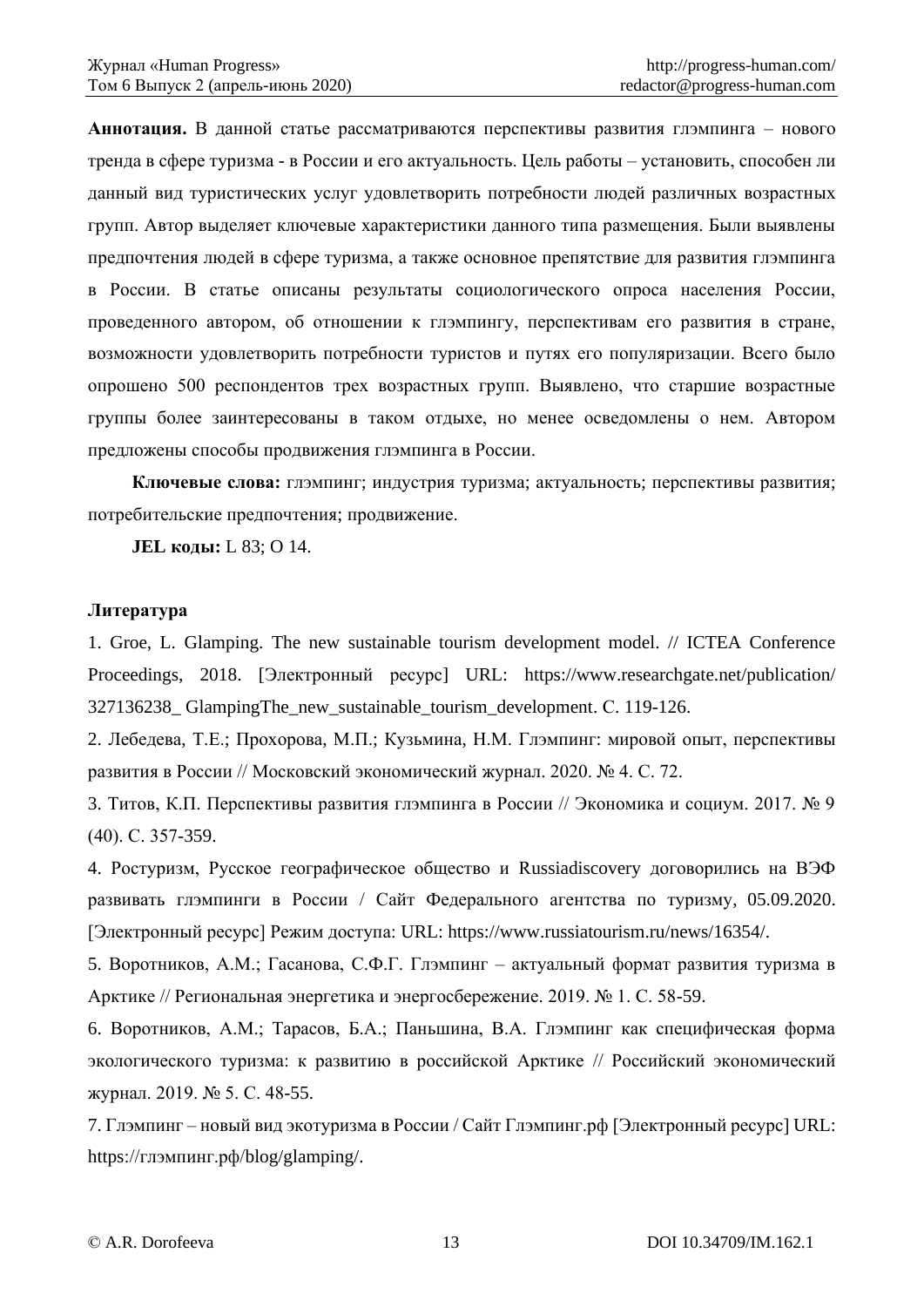**Аннотация.** В данной статье рассматриваются перспективы развития глэмпинга – нового тренда в сфере туризма - в России и его актуальность. Цель работы – установить, способен ли данный вид туристических услуг удовлетворить потребности людей различных возрастных групп. Автор выделяет ключевые характеристики данного типа размещения. Были выявлены предпочтения людей в сфере туризма, а также основное препятствие для развития глэмпинга в России. В статье описаны результаты социологического опроса населения России, проведенного автором, об отношении к глэмпингу, перспективам его развития в стране, возможности удовлетворить потребности туристов и путях его популяризации. Всего было опрошено 500 респондентов трех возрастных групп. Выявлено, что старшие возрастные группы более заинтересованы в таком отдыхе, но менее осведомлены о нем. Автором предложены способы продвижения глэмпинга в России.

**Ключевые слова:** глэмпинг; индустрия туризма; актуальность; перспективы развития; потребительские предпочтения; продвижение.

**JEL коды:** L 83; O 14.

## Литература

1. Groe, L. Glamping. The new sustainable tourism development model. // ICTEA Conference Proceedings, 2018. [Электронный ресурс] URL: https://www.researchgate.net/publication/327136238_ GlampingThe_new_sustainable_tourism_development. С. 119-126.

2. Лебедева, Т.Е.; Прохорова, М.П.; Кузьмина, Н.М. Глэмпинг: мировой опыт, перспективы развития в России // Московский экономический журнал. 2020. № 4. С. 72.

3. Титов, К.П. Перспективы развития глэмпинга в России // Экономика и социум. 2017. № 9 (40). С. 357-359.

4. Ростуризм, Русское географическое общество и Russiadiscovery договорились на ВЭФ развивать глэмпинги в России / Сайт Федерального агентства по туризму, 05.09.2020. [Электронный ресурс] Режим доступа: URL: https://www.russiatourism.ru/news/16354/.

5. Воротников, А.М.; Гасанова, С.Ф.Г. Глэмпинг – актуальный формат развития туризма в Арктике // Региональная энергетика и энергосбережение. 2019. № 1. С. 58-59.

6. Воротников, А.М.; Тарасов, Б.А.; Паньшина, В.А. Глэмпинг как специфическая форма экологического туризма: к развитию в российской Арктике // Российский экономический журнал. 2019. № 5. С. 48-55.

7. Глэмпинг – новый вид экотуризма в России / Сайт Глэмпинг.рф [Электронный ресурс] URL: https://глэмпинг.рф/blog/glamping/.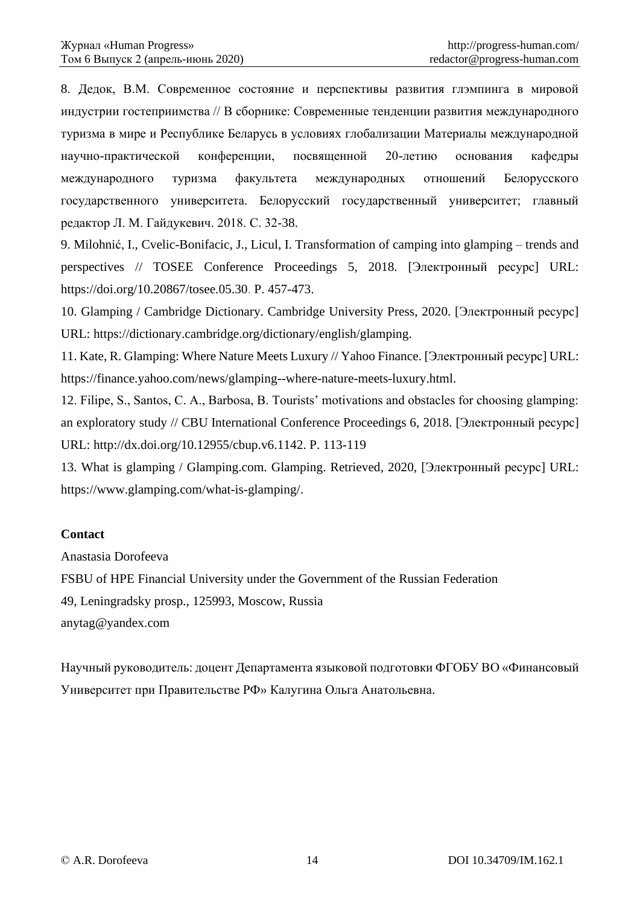8. Дедок, В.М. Современное состояние и перспективы развития глэмпинга в мировой индустрии гостеприимства // В сборнике: Современные тенденции развития международного туризма в мире и Республике Беларусь в условиях глобализации Материалы международной научно-практической конференции, посвященной 20-летию основания кафедры международного туризма факультета международных отношений Белорусского государственного университета. Белорусский государственный университет; главный редактор Л. М. Гайдукевич. 2018. С. 32-38.

9. Milohnić, I., Cvelic-Bonifacic, J., Licul, I. Transformation of camping into glamping – trends and perspectives // TOSEE Conference Proceedings 5, 2018. [Электронный ресурс] URL: https://doi.org/10.20867/tosee.05.30. P. 457-473.

10. Glamping / Cambridge Dictionary. Cambridge University Press, 2020. [Электронный ресурс] URL: https://dictionary.cambridge.org/dictionary/english/glamping.

11. Kate, R. Glamping: Where Nature Meets Luxury // Yahoo Finance. [Электронный ресурс] URL: https://finance.yahoo.com/news/glamping--where-nature-meets-luxury.html.

12. Filipe, S., Santos, C. A., Barbosa, B. Tourists' motivations and obstacles for choosing glamping: an exploratory study // CBU International Conference Proceedings 6, 2018. [Электронный ресурс] URL: http://dx.doi.org/10.12955/cbup.v6.1142. P. 113-119

13. What is glamping / Glamping.com. Glamping. Retrieved, 2020, [Электронный ресурс] URL: https://www.glamping.com/what-is-glamping/.

**Contact**

Anastasia Dorofeeva

FSBU of HPE Financial University under the Government of the Russian Federation

49, Leningradsky prosp., 125993, Moscow, Russia

anytag@yandex.com

Научный руководитель: доцент Департамента языковой подготовки ФГОБУ ВО «Финансовый Университет при Правительстве РФ» Калугина Ольга Анатольевна.